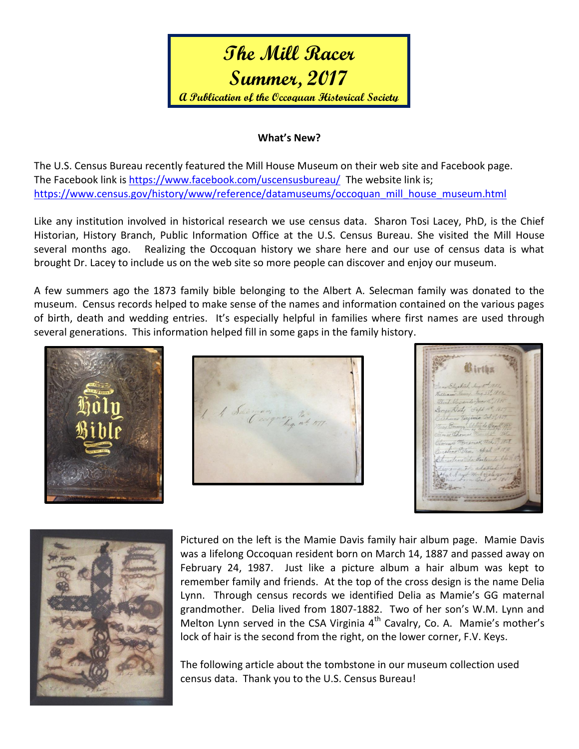# The Mill Racer

## Summer, 2017

### A Publication of the Occoquan Historical Society

**What's New?**

The U.S. Census Bureau recently featured the Mill House Museum on their web site and Facebook page. The Facebook link is https://www.facebook.com/uscensusbureau/ The website link is; https://www.census.gov/history/www/reference/datamuseums/occoquan_mill_house_museum.html

Like any institution involved in historical research we use census data. Sharon Tosi Lacey, PhD, is the Chief Historian, History Branch, Public Information Office at the U.S. Census Bureau. She visited the Mill House several months ago. Realizing the Occoquan history we share here and our use of census data is what brought Dr. Lacey to include us on the web site so more people can discover and enjoy our museum.

A few summers ago the 1873 family bible belonging to the Albert A. Selecman family was donated to the museum. Census records helped to make sense of the names and information contained on the various pages of birth, death and wedding entries. It's especially helpful in families where first names are used through several generations. This information helped fill in some gaps in the family history.

Pictured on the left is the Mamie Davis family hair album page. Mamie Davis was a lifelong Occoquan resident born on March 14, 1887 and passed away on February 24, 1987. Just like a picture album a hair album was kept to remember family and friends. At the top of the cross design is the name Delia Lynn. Through census records we identified Delia as Mamie's GG maternal grandmother. Delia lived from 1807-1882. Two of her son's W.M. Lynn and Melton Lynn served in the CSA Virginia 4th Cavalry, Co. A. Mamie's mother's lock of hair is the second from the right, on the lower corner, F.V. Keys.

The following article about the tombstone in our museum collection used census data. Thank you to the U.S. Census Bureau!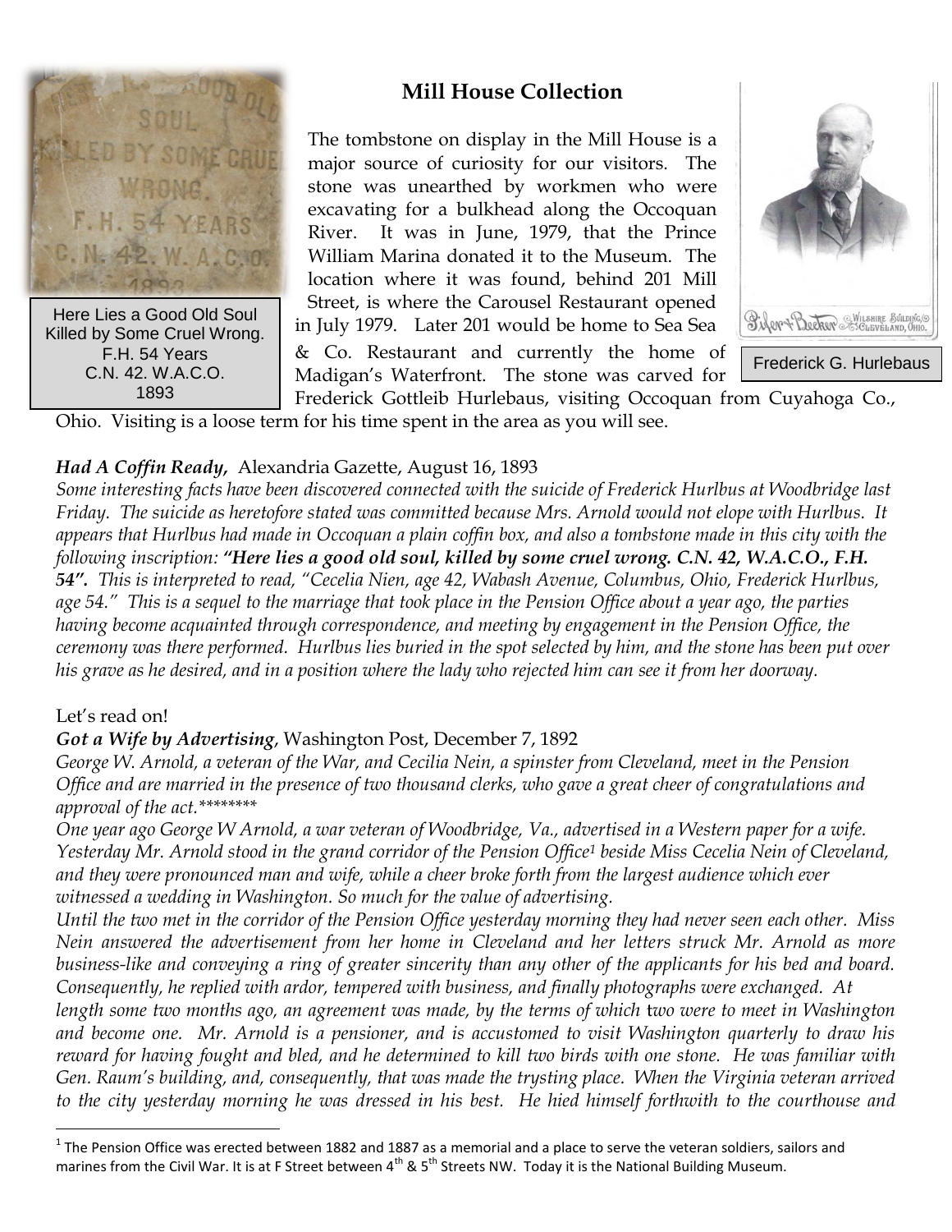## Mill House Collection

Here Lies a Good Old Soul
Killed by Some Cruel Wrong.
F.H. 54 Years
C.N. 42. W.A.C.O.
1893

The tombstone on display in the Mill House is a major source of curiosity for our visitors. The stone was unearthed by workmen who were excavating for a bulkhead along the Occoquan River. It was in June, 1979, that the Prince William Marina donated it to the Museum. The location where it was found, behind 201 Mill Street, is where the Carousel Restaurant opened in July 1979. Later 201 would be home to Sea Sea & Co. Restaurant and currently the home of Madigan's Waterfront. The stone was carved for Frederick Gottleib Hurlebaus, visiting Occoquan from Cuyahoga Co., Ohio. Visiting is a loose term for his time spent in the area as you will see.

Frederick G. Hurlebaus

***Had A Coffin Ready,*** Alexandria Gazette, August 16, 1893

*Some interesting facts have been discovered connected with the suicide of Frederick Hurlbus at Woodbridge last Friday. The suicide as heretofore stated was committed because Mrs. Arnold would not elope with Hurlbus. It appears that Hurlbus had made in Occoquan a plain coffin box, and also a tombstone made in this city with the following inscription:* ***"Here lies a good old soul, killed by some cruel wrong. C.N. 42, W.A.C.O., F.H. 54".*** *This is interpreted to read, "Cecelia Nien, age 42, Wabash Avenue, Columbus, Ohio, Frederick Hurlbus, age 54." This is a sequel to the marriage that took place in the Pension Office about a year ago, the parties having become acquainted through correspondence, and meeting by engagement in the Pension Office, the ceremony was there performed. Hurlbus lies buried in the spot selected by him, and the stone has been put over his grave as he desired, and in a position where the lady who rejected him can see it from her doorway.*

Let's read on!

***Got a Wife by Advertising,*** Washington Post, December 7, 1892

*George W. Arnold, a veteran of the War, and Cecilia Nein, a spinster from Cleveland, meet in the Pension Office and are married in the presence of two thousand clerks, who gave a great cheer of congratulations and approval of the act.*********

*One year ago George W Arnold, a war veteran of Woodbridge, Va., advertised in a Western paper for a wife. Yesterday Mr. Arnold stood in the grand corridor of the Pension Office*[1] *beside Miss Cecelia Nein of Cleveland, and they were pronounced man and wife, while a cheer broke forth from the largest audience which ever witnessed a wedding in Washington. So much for the value of advertising.*

*Until the two met in the corridor of the Pension Office yesterday morning they had never seen each other. Miss Nein answered the advertisement from her home in Cleveland and her letters struck Mr. Arnold as more business-like and conveying a ring of greater sincerity than any other of the applicants for his bed and board. Consequently, he replied with ardor, tempered with business, and finally photographs were exchanged. At length some two months ago, an agreement was made, by the terms of which two were to meet in Washington and become one. Mr. Arnold is a pensioner, and is accustomed to visit Washington quarterly to draw his reward for having fought and bled, and he determined to kill two birds with one stone. He was familiar with Gen. Raum's building, and, consequently, that was made the trysting place. When the Virginia veteran arrived to the city yesterday morning he was dressed in his best. He hied himself forthwith to the courthouse and*

---

[1] The Pension Office was erected between 1882 and 1887 as a memorial and a place to serve the veteran soldiers, sailors and marines from the Civil War. It is at F Street between 4th & 5th Streets NW. Today it is the National Building Museum.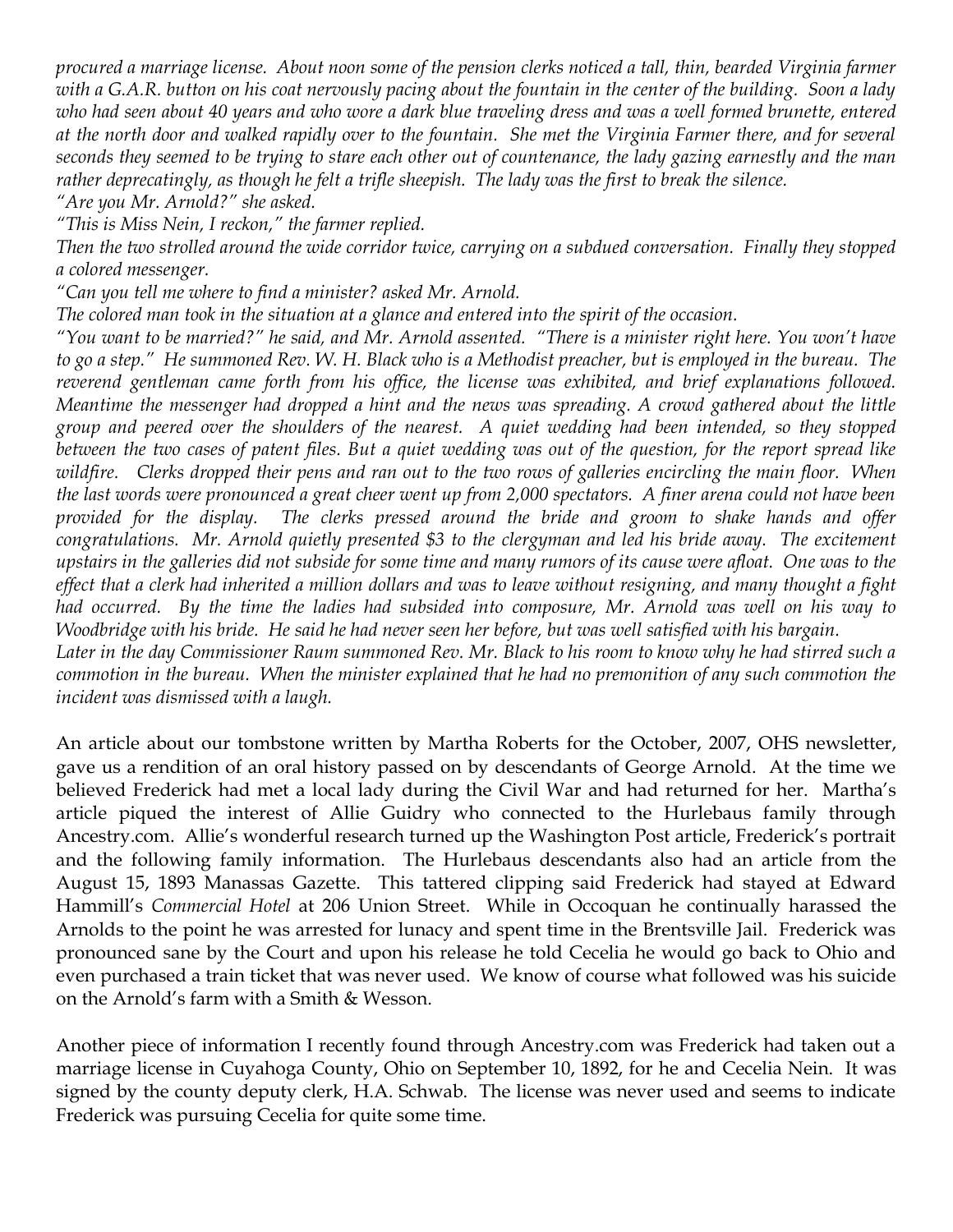*procured a marriage license. About noon some of the pension clerks noticed a tall, thin, bearded Virginia farmer with a G.A.R. button on his coat nervously pacing about the fountain in the center of the building. Soon a lady who had seen about 40 years and who wore a dark blue traveling dress and was a well formed brunette, entered at the north door and walked rapidly over to the fountain. She met the Virginia Farmer there, and for several seconds they seemed to be trying to stare each other out of countenance, the lady gazing earnestly and the man rather deprecatingly, as though he felt a trifle sheepish. The lady was the first to break the silence.*

*"Are you Mr. Arnold?" she asked.*

*"This is Miss Nein, I reckon," the farmer replied.*

*Then the two strolled around the wide corridor twice, carrying on a subdued conversation. Finally they stopped a colored messenger.*

*"Can you tell me where to find a minister? asked Mr. Arnold.*

*The colored man took in the situation at a glance and entered into the spirit of the occasion.*

*"You want to be married?" he said, and Mr. Arnold assented. "There is a minister right here. You won't have to go a step." He summoned Rev. W. H. Black who is a Methodist preacher, but is employed in the bureau. The reverend gentleman came forth from his office, the license was exhibited, and brief explanations followed. Meantime the messenger had dropped a hint and the news was spreading. A crowd gathered about the little group and peered over the shoulders of the nearest. A quiet wedding had been intended, so they stopped between the two cases of patent files. But a quiet wedding was out of the question, for the report spread like wildfire. Clerks dropped their pens and ran out to the two rows of galleries encircling the main floor. When the last words were pronounced a great cheer went up from 2,000 spectators. A finer arena could not have been provided for the display. The clerks pressed around the bride and groom to shake hands and offer congratulations. Mr. Arnold quietly presented $3 to the clergyman and led his bride away. The excitement upstairs in the galleries did not subside for some time and many rumors of its cause were afloat. One was to the effect that a clerk had inherited a million dollars and was to leave without resigning, and many thought a fight had occurred. By the time the ladies had subsided into composure, Mr. Arnold was well on his way to Woodbridge with his bride. He said he had never seen her before, but was well satisfied with his bargain.*

*Later in the day Commissioner Raum summoned Rev. Mr. Black to his room to know why he had stirred such a commotion in the bureau. When the minister explained that he had no premonition of any such commotion the incident was dismissed with a laugh.*

An article about our tombstone written by Martha Roberts for the October, 2007, OHS newsletter, gave us a rendition of an oral history passed on by descendants of George Arnold. At the time we believed Frederick had met a local lady during the Civil War and had returned for her. Martha's article piqued the interest of Allie Guidry who connected to the Hurlebaus family through Ancestry.com. Allie's wonderful research turned up the Washington Post article, Frederick's portrait and the following family information. The Hurlebaus descendants also had an article from the August 15, 1893 Manassas Gazette. This tattered clipping said Frederick had stayed at Edward Hammill's *Commercial Hotel* at 206 Union Street. While in Occoquan he continually harassed the Arnolds to the point he was arrested for lunacy and spent time in the Brentsville Jail. Frederick was pronounced sane by the Court and upon his release he told Cecelia he would go back to Ohio and even purchased a train ticket that was never used. We know of course what followed was his suicide on the Arnold's farm with a Smith & Wesson.

Another piece of information I recently found through Ancestry.com was Frederick had taken out a marriage license in Cuyahoga County, Ohio on September 10, 1892, for he and Cecelia Nein. It was signed by the county deputy clerk, H.A. Schwab. The license was never used and seems to indicate Frederick was pursuing Cecelia for quite some time.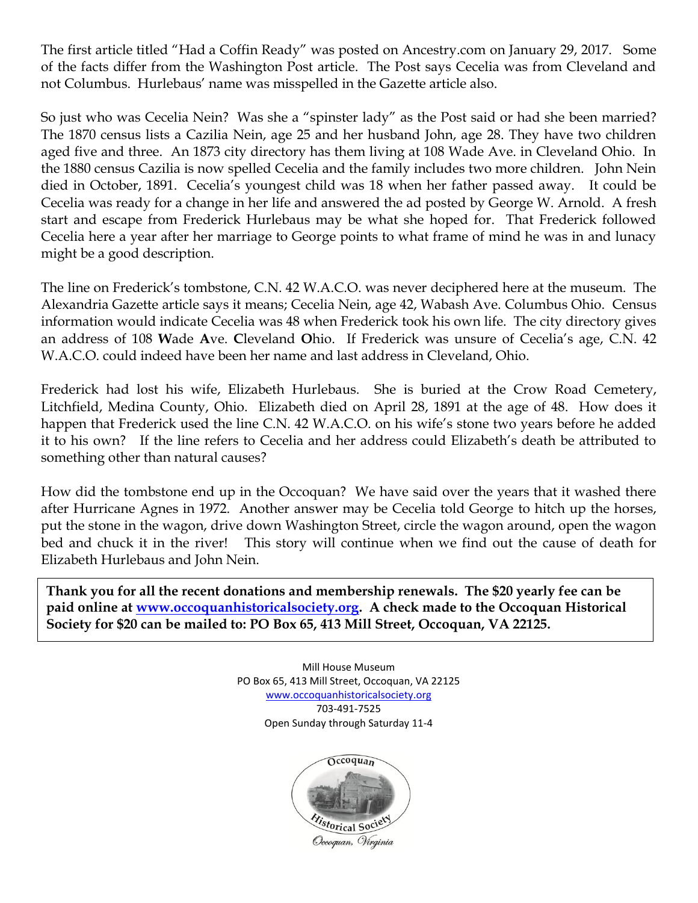The first article titled "Had a Coffin Ready" was posted on Ancestry.com on January 29, 2017. Some of the facts differ from the Washington Post article. The Post says Cecelia was from Cleveland and not Columbus. Hurlebaus' name was misspelled in the Gazette article also.

So just who was Cecelia Nein? Was she a "spinster lady" as the Post said or had she been married? The 1870 census lists a Cazilia Nein, age 25 and her husband John, age 28. They have two children aged five and three. An 1873 city directory has them living at 108 Wade Ave. in Cleveland Ohio. In the 1880 census Cazilia is now spelled Cecelia and the family includes two more children. John Nein died in October, 1891. Cecelia's youngest child was 18 when her father passed away. It could be Cecelia was ready for a change in her life and answered the ad posted by George W. Arnold. A fresh start and escape from Frederick Hurlebaus may be what she hoped for. That Frederick followed Cecelia here a year after her marriage to George points to what frame of mind he was in and lunacy might be a good description.

The line on Frederick's tombstone, C.N. 42 W.A.C.O. was never deciphered here at the museum. The Alexandria Gazette article says it means; Cecelia Nein, age 42, Wabash Ave. Columbus Ohio. Census information would indicate Cecelia was 48 when Frederick took his own life. The city directory gives an address of 108 **W**ade **A**ve. **C**leveland **O**hio. If Frederick was unsure of Cecelia's age, C.N. 42 W.A.C.O. could indeed have been her name and last address in Cleveland, Ohio.

Frederick had lost his wife, Elizabeth Hurlebaus. She is buried at the Crow Road Cemetery, Litchfield, Medina County, Ohio. Elizabeth died on April 28, 1891 at the age of 48. How does it happen that Frederick used the line C.N. 42 W.A.C.O. on his wife's stone two years before he added it to his own? If the line refers to Cecelia and her address could Elizabeth's death be attributed to something other than natural causes?

How did the tombstone end up in the Occoquan? We have said over the years that it washed there after Hurricane Agnes in 1972. Another answer may be Cecelia told George to hitch up the horses, put the stone in the wagon, drive down Washington Street, circle the wagon around, open the wagon bed and chuck it in the river! This story will continue when we find out the cause of death for Elizabeth Hurlebaus and John Nein.

**Thank you for all the recent donations and membership renewals. The $20 yearly fee can be paid online at [www.occoquanhistoricalsociety.org](http://www.occoquanhistoricalsociety.org). A check made to the Occoquan Historical Society for $20 can be mailed to: PO Box 65, 413 Mill Street, Occoquan, VA 22125.**

Mill House Museum
PO Box 65, 413 Mill Street, Occoquan, VA 22125
[www.occoquanhistoricalsociety.org](http://www.occoquanhistoricalsociety.org)
703-491-7525
Open Sunday through Saturday 11-4

Occoquan Historical Society
Occoquan, Virginia